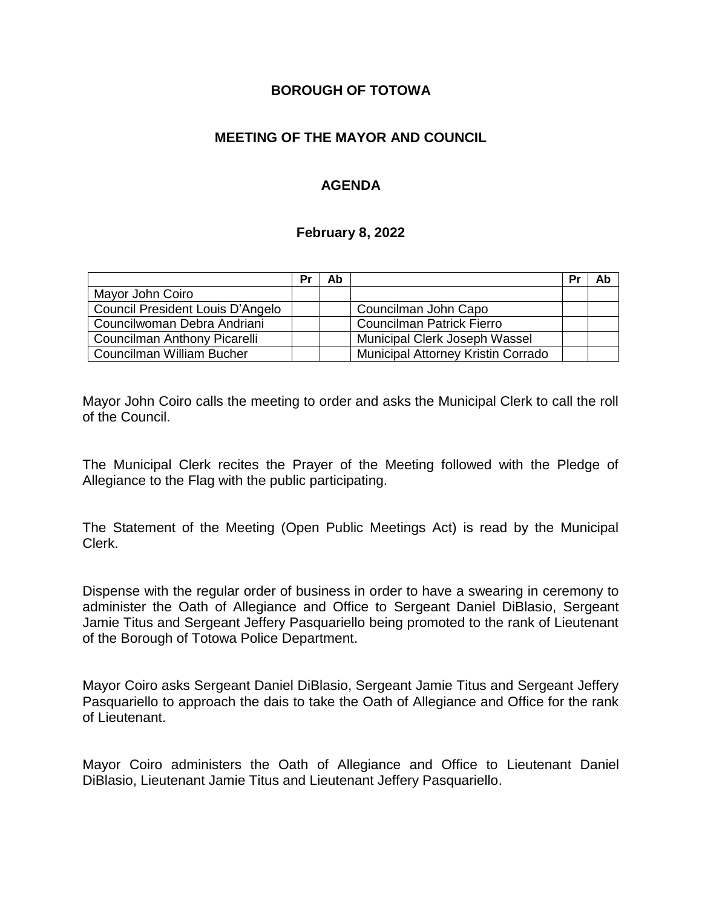**BOROUGH OF TOTOWA**

**MEETING OF THE MAYOR AND COUNCIL**

**AGENDA**

**February 8, 2022**

| | Pr | Ab | | Pr | Ab |
|---|---|---|---|---|---|
| Mayor John Coiro | | | | | |
| Council President Louis D'Angelo | | | Councilman John Capo | | |
| Councilwoman Debra Andriani | | | Councilman Patrick Fierro | | |
| Councilman Anthony Picarelli | | | Municipal Clerk Joseph Wassel | | |
| Councilman William Bucher | | | Municipal Attorney Kristin Corrado | | |

Mayor John Coiro calls the meeting to order and asks the Municipal Clerk to call the roll of the Council.

The Municipal Clerk recites the Prayer of the Meeting followed with the Pledge of Allegiance to the Flag with the public participating.

The Statement of the Meeting (Open Public Meetings Act) is read by the Municipal Clerk.

Dispense with the regular order of business in order to have a swearing in ceremony to administer the Oath of Allegiance and Office to Sergeant Daniel DiBlasio, Sergeant Jamie Titus and Sergeant Jeffery Pasquariello being promoted to the rank of Lieutenant of the Borough of Totowa Police Department.

Mayor Coiro asks Sergeant Daniel DiBlasio, Sergeant Jamie Titus and Sergeant Jeffery Pasquariello to approach the dais to take the Oath of Allegiance and Office for the rank of Lieutenant.

Mayor Coiro administers the Oath of Allegiance and Office to Lieutenant Daniel DiBlasio, Lieutenant Jamie Titus and Lieutenant Jeffery Pasquariello.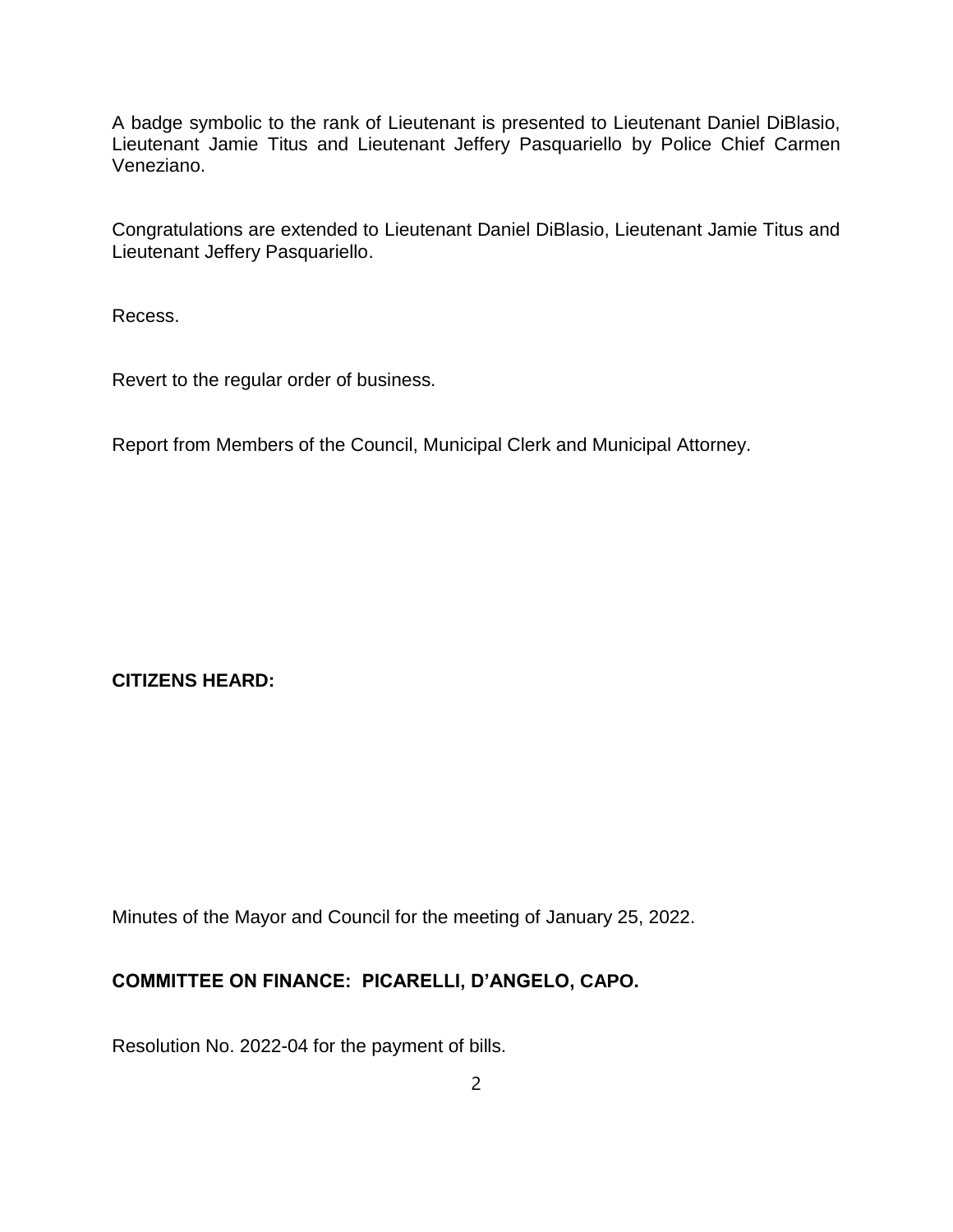A badge symbolic to the rank of Lieutenant is presented to Lieutenant Daniel DiBlasio, Lieutenant Jamie Titus and Lieutenant Jeffery Pasquariello by Police Chief Carmen Veneziano.

Congratulations are extended to Lieutenant Daniel DiBlasio, Lieutenant Jamie Titus and Lieutenant Jeffery Pasquariello.

Recess.

Revert to the regular order of business.

Report from Members of the Council, Municipal Clerk and Municipal Attorney.

**CITIZENS HEARD:**

Minutes of the Mayor and Council for the meeting of January 25, 2022.

**COMMITTEE ON FINANCE: PICARELLI, D'ANGELO, CAPO.**

Resolution No. 2022-04 for the payment of bills.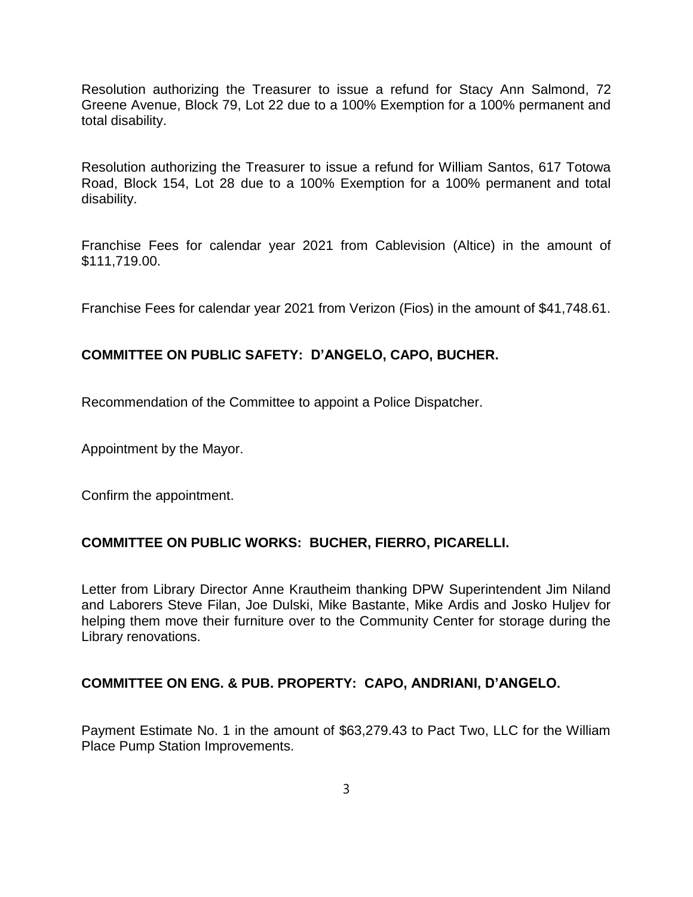Resolution authorizing the Treasurer to issue a refund for Stacy Ann Salmond, 72 Greene Avenue, Block 79, Lot 22 due to a 100% Exemption for a 100% permanent and total disability.

Resolution authorizing the Treasurer to issue a refund for William Santos, 617 Totowa Road, Block 154, Lot 28 due to a 100% Exemption for a 100% permanent and total disability.

Franchise Fees for calendar year 2021 from Cablevision (Altice) in the amount of $111,719.00.

Franchise Fees for calendar year 2021 from Verizon (Fios) in the amount of $41,748.61.

**COMMITTEE ON PUBLIC SAFETY: D'ANGELO, CAPO, BUCHER.**

Recommendation of the Committee to appoint a Police Dispatcher.

Appointment by the Mayor.

Confirm the appointment.

**COMMITTEE ON PUBLIC WORKS: BUCHER, FIERRO, PICARELLI.**

Letter from Library Director Anne Krautheim thanking DPW Superintendent Jim Niland and Laborers Steve Filan, Joe Dulski, Mike Bastante, Mike Ardis and Josko Huljev for helping them move their furniture over to the Community Center for storage during the Library renovations.

**COMMITTEE ON ENG. & PUB. PROPERTY: CAPO, ANDRIANI, D'ANGELO.**

Payment Estimate No. 1 in the amount of $63,279.43 to Pact Two, LLC for the William Place Pump Station Improvements.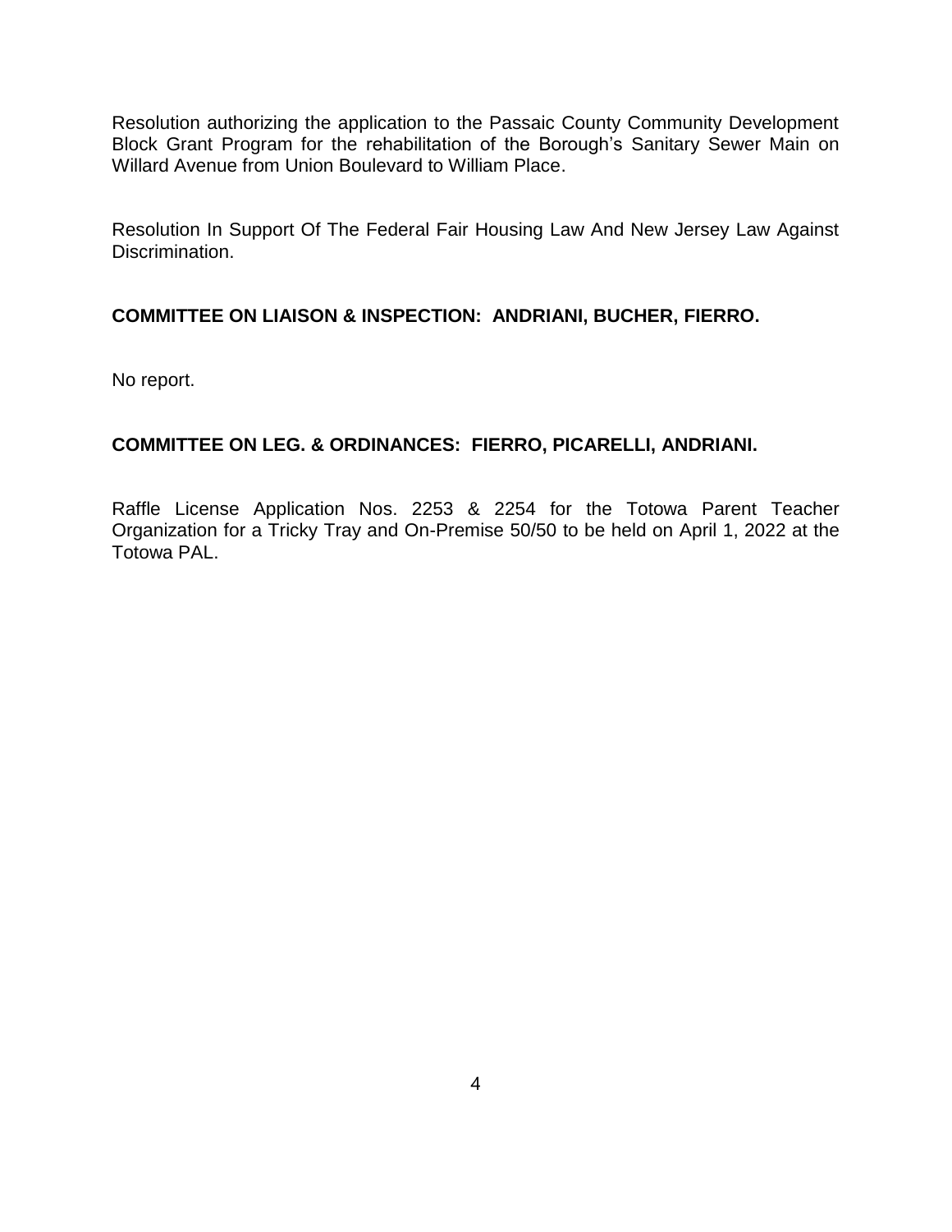Resolution authorizing the application to the Passaic County Community Development Block Grant Program for the rehabilitation of the Borough's Sanitary Sewer Main on Willard Avenue from Union Boulevard to William Place.

Resolution In Support Of The Federal Fair Housing Law And New Jersey Law Against Discrimination.

**COMMITTEE ON LIAISON & INSPECTION: ANDRIANI, BUCHER, FIERRO.**

No report.

**COMMITTEE ON LEG. & ORDINANCES: FIERRO, PICARELLI, ANDRIANI.**

Raffle License Application Nos. 2253 & 2254 for the Totowa Parent Teacher Organization for a Tricky Tray and On-Premise 50/50 to be held on April 1, 2022 at the Totowa PAL.